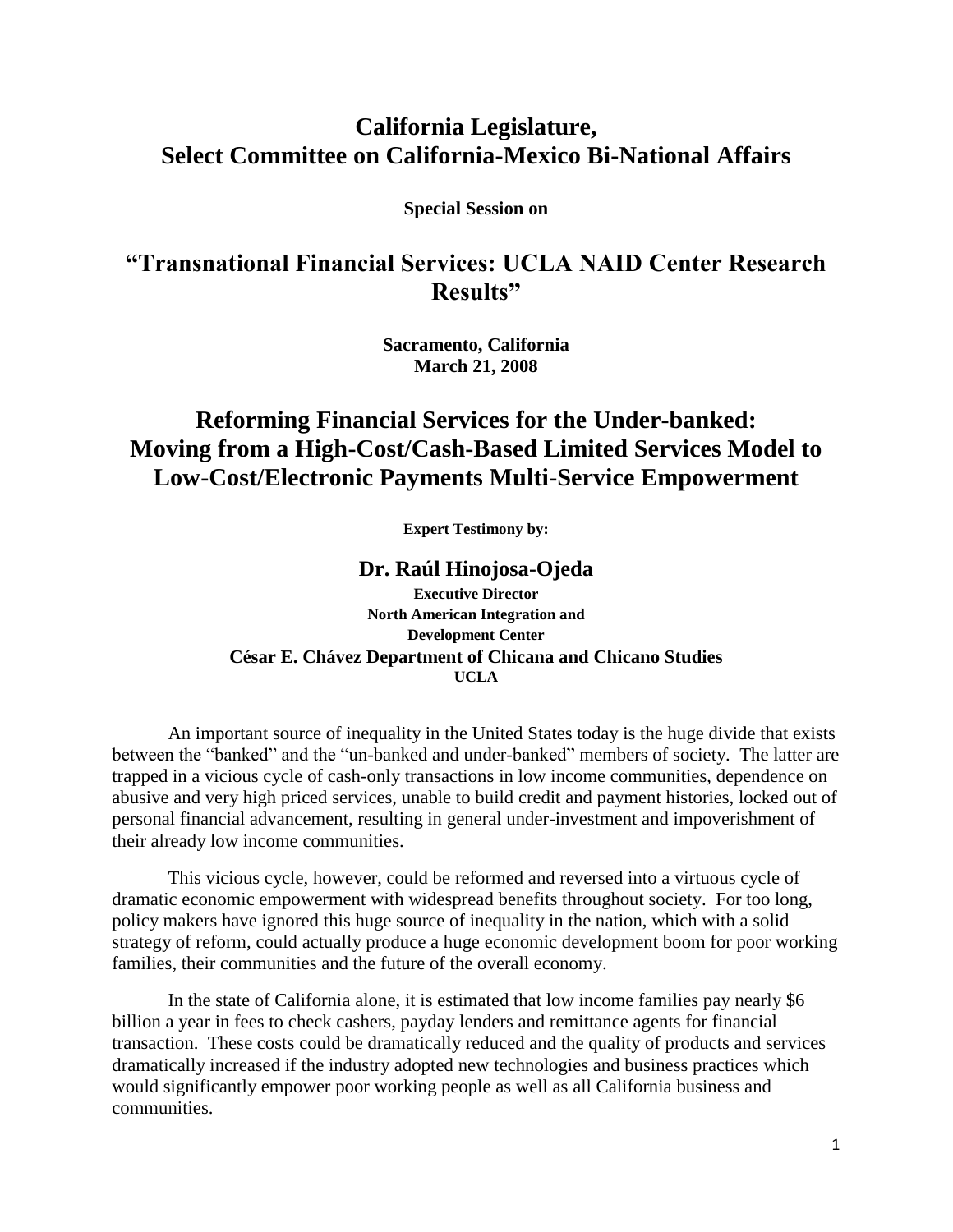# California Legislature, Select Committee on California-Mexico Bi-National Affairs

**Special Session on**

## "Transnational Financial Services: UCLA NAID Center Research Results"

**Sacramento, California**
**March 21, 2008**

## Reforming Financial Services for the Under-banked: Moving from a High-Cost/Cash-Based Limited Services Model to Low-Cost/Electronic Payments Multi-Service Empowerment

**Expert Testimony by:**

### Dr. Raúl Hinojosa-Ojeda

**Executive Director**
**North American Integration and Development Center**
**César E. Chávez Department of Chicana and Chicano Studies**
**UCLA**

An important source of inequality in the United States today is the huge divide that exists between the "banked" and the "un-banked and under-banked" members of society. The latter are trapped in a vicious cycle of cash-only transactions in low income communities, dependence on abusive and very high priced services, unable to build credit and payment histories, locked out of personal financial advancement, resulting in general under-investment and impoverishment of their already low income communities.

This vicious cycle, however, could be reformed and reversed into a virtuous cycle of dramatic economic empowerment with widespread benefits throughout society. For too long, policy makers have ignored this huge source of inequality in the nation, which with a solid strategy of reform, could actually produce a huge economic development boom for poor working families, their communities and the future of the overall economy.

In the state of California alone, it is estimated that low income families pay nearly $6 billion a year in fees to check cashers, payday lenders and remittance agents for financial transaction. These costs could be dramatically reduced and the quality of products and services dramatically increased if the industry adopted new technologies and business practices which would significantly empower poor working people as well as all California business and communities.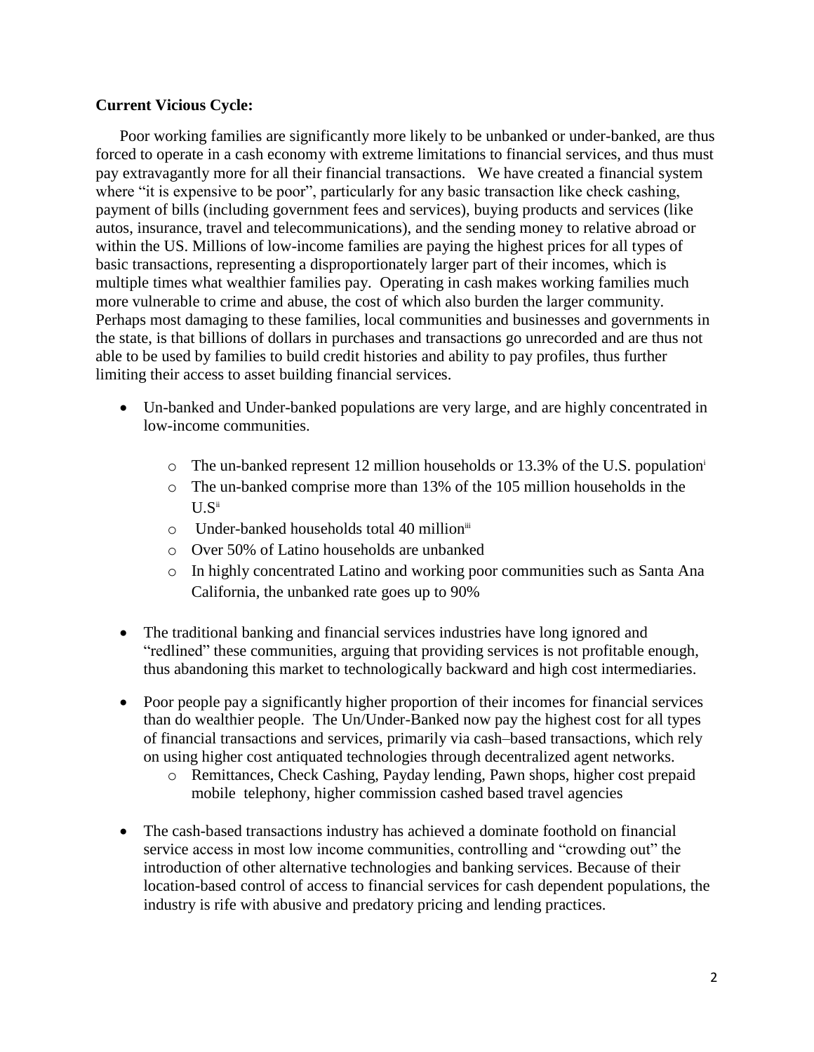**Current Vicious Cycle:**

Poor working families are significantly more likely to be unbanked or under-banked, are thus forced to operate in a cash economy with extreme limitations to financial services, and thus must pay extravagantly more for all their financial transactions. We have created a financial system where "it is expensive to be poor", particularly for any basic transaction like check cashing, payment of bills (including government fees and services), buying products and services (like autos, insurance, travel and telecommunications), and the sending money to relative abroad or within the US. Millions of low-income families are paying the highest prices for all types of basic transactions, representing a disproportionately larger part of their incomes, which is multiple times what wealthier families pay. Operating in cash makes working families much more vulnerable to crime and abuse, the cost of which also burden the larger community. Perhaps most damaging to these families, local communities and businesses and governments in the state, is that billions of dollars in purchases and transactions go unrecorded and are thus not able to be used by families to build credit histories and ability to pay profiles, thus further limiting their access to asset building financial services.

- Un-banked and Under-banked populations are very large, and are highly concentrated in low-income communities.
  - The un-banked represent 12 million households or 13.3% of the U.S. population[i]
  - The un-banked comprise more than 13% of the 105 million households in the U.S[ii]
  - Under-banked households total 40 million[iii]
  - Over 50% of Latino households are unbanked
  - In highly concentrated Latino and working poor communities such as Santa Ana California, the unbanked rate goes up to 90%

- The traditional banking and financial services industries have long ignored and "redlined" these communities, arguing that providing services is not profitable enough, thus abandoning this market to technologically backward and high cost intermediaries.

- Poor people pay a significantly higher proportion of their incomes for financial services than do wealthier people. The Un/Under-Banked now pay the highest cost for all types of financial transactions and services, primarily via cash–based transactions, which rely on using higher cost antiquated technologies through decentralized agent networks.
  - Remittances, Check Cashing, Payday lending, Pawn shops, higher cost prepaid mobile telephony, higher commission cashed based travel agencies

- The cash-based transactions industry has achieved a dominate foothold on financial service access in most low income communities, controlling and "crowding out" the introduction of other alternative technologies and banking services. Because of their location-based control of access to financial services for cash dependent populations, the industry is rife with abusive and predatory pricing and lending practices.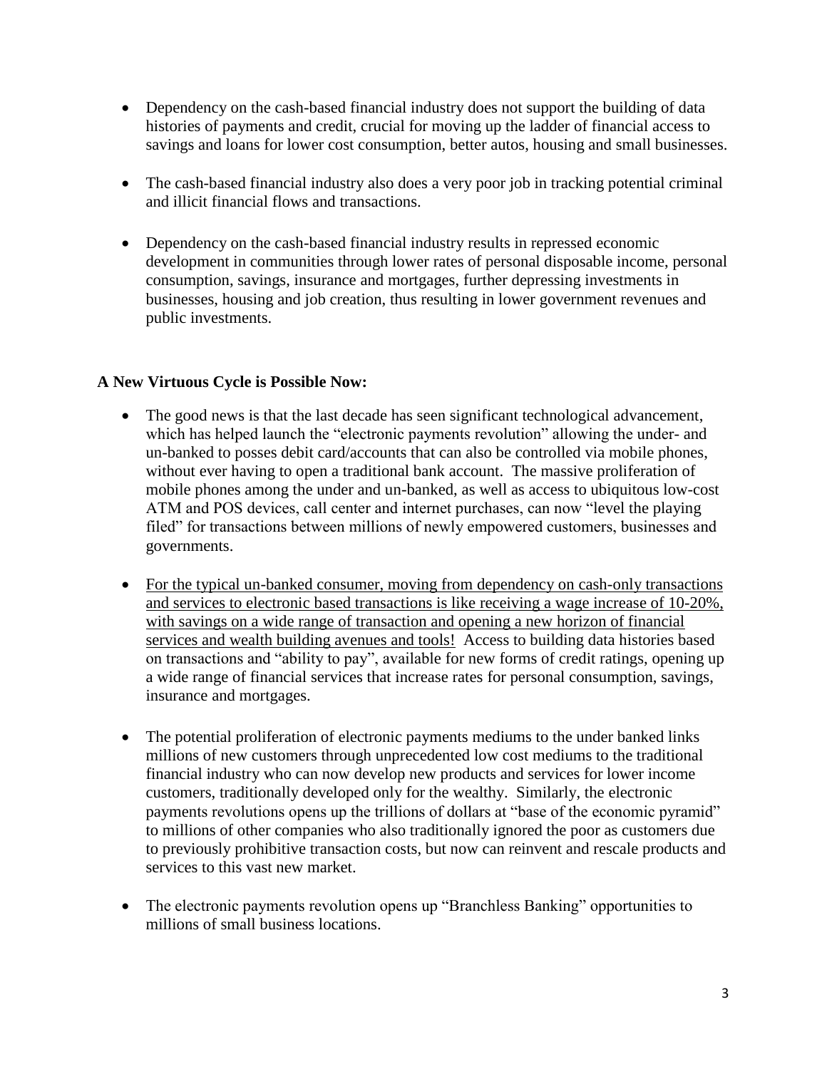- Dependency on the cash-based financial industry does not support the building of data histories of payments and credit, crucial for moving up the ladder of financial access to savings and loans for lower cost consumption, better autos, housing and small businesses.

- The cash-based financial industry also does a very poor job in tracking potential criminal and illicit financial flows and transactions.

- Dependency on the cash-based financial industry results in repressed economic development in communities through lower rates of personal disposable income, personal consumption, savings, insurance and mortgages, further depressing investments in businesses, housing and job creation, thus resulting in lower government revenues and public investments.

**A New Virtuous Cycle is Possible Now:**

- The good news is that the last decade has seen significant technological advancement, which has helped launch the "electronic payments revolution" allowing the under- and un-banked to posses debit card/accounts that can also be controlled via mobile phones, without ever having to open a traditional bank account. The massive proliferation of mobile phones among the under and un-banked, as well as access to ubiquitous low-cost ATM and POS devices, call center and internet purchases, can now "level the playing filed" for transactions between millions of newly empowered customers, businesses and governments.

- <u>For the typical un-banked consumer, moving from dependency on cash-only transactions and services to electronic based transactions is like receiving a wage increase of 10-20%, with savings on a wide range of transaction and opening a new horizon of financial services and wealth building avenues and tools!</u> Access to building data histories based on transactions and "ability to pay", available for new forms of credit ratings, opening up a wide range of financial services that increase rates for personal consumption, savings, insurance and mortgages.

- The potential proliferation of electronic payments mediums to the under banked links millions of new customers through unprecedented low cost mediums to the traditional financial industry who can now develop new products and services for lower income customers, traditionally developed only for the wealthy. Similarly, the electronic payments revolutions opens up the trillions of dollars at "base of the economic pyramid" to millions of other companies who also traditionally ignored the poor as customers due to previously prohibitive transaction costs, but now can reinvent and rescale products and services to this vast new market.

- The electronic payments revolution opens up "Branchless Banking" opportunities to millions of small business locations.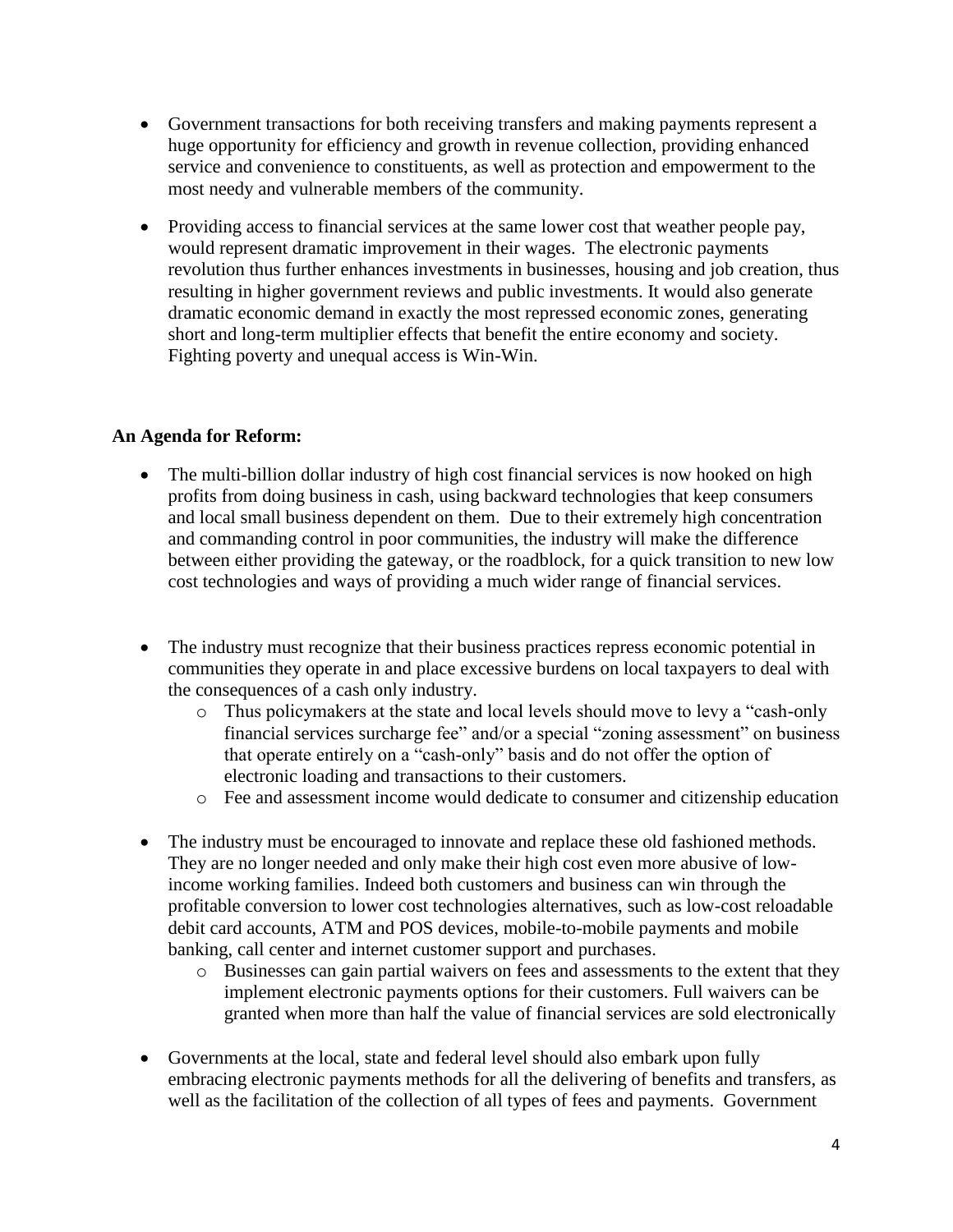- Government transactions for both receiving transfers and making payments represent a huge opportunity for efficiency and growth in revenue collection, providing enhanced service and convenience to constituents, as well as protection and empowerment to the most needy and vulnerable members of the community.

- Providing access to financial services at the same lower cost that weather people pay, would represent dramatic improvement in their wages. The electronic payments revolution thus further enhances investments in businesses, housing and job creation, thus resulting in higher government reviews and public investments. It would also generate dramatic economic demand in exactly the most repressed economic zones, generating short and long-term multiplier effects that benefit the entire economy and society. Fighting poverty and unequal access is Win-Win.

**An Agenda for Reform:**

- The multi-billion dollar industry of high cost financial services is now hooked on high profits from doing business in cash, using backward technologies that keep consumers and local small business dependent on them. Due to their extremely high concentration and commanding control in poor communities, the industry will make the difference between either providing the gateway, or the roadblock, for a quick transition to new low cost technologies and ways of providing a much wider range of financial services.

- The industry must recognize that their business practices repress economic potential in communities they operate in and place excessive burdens on local taxpayers to deal with the consequences of a cash only industry.
    - Thus policymakers at the state and local levels should move to levy a "cash-only financial services surcharge fee" and/or a special "zoning assessment" on business that operate entirely on a "cash-only" basis and do not offer the option of electronic loading and transactions to their customers.
    - Fee and assessment income would dedicate to consumer and citizenship education

- The industry must be encouraged to innovate and replace these old fashioned methods. They are no longer needed and only make their high cost even more abusive of low-income working families. Indeed both customers and business can win through the profitable conversion to lower cost technologies alternatives, such as low-cost reloadable debit card accounts, ATM and POS devices, mobile-to-mobile payments and mobile banking, call center and internet customer support and purchases.
    - Businesses can gain partial waivers on fees and assessments to the extent that they implement electronic payments options for their customers. Full waivers can be granted when more than half the value of financial services are sold electronically

- Governments at the local, state and federal level should also embark upon fully embracing electronic payments methods for all the delivering of benefits and transfers, as well as the facilitation of the collection of all types of fees and payments. Government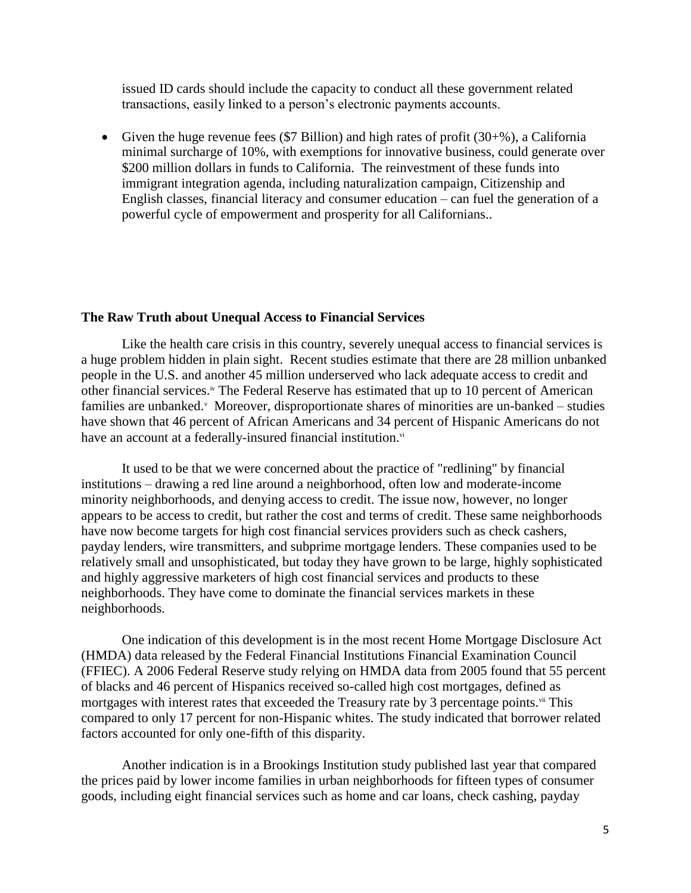issued ID cards should include the capacity to conduct all these government related transactions, easily linked to a person's electronic payments accounts.

- Given the huge revenue fees ($7 Billion) and high rates of profit (30+%), a California minimal surcharge of 10%, with exemptions for innovative business, could generate over $200 million dollars in funds to California. The reinvestment of these funds into immigrant integration agenda, including naturalization campaign, Citizenship and English classes, financial literacy and consumer education – can fuel the generation of a powerful cycle of empowerment and prosperity for all Californians..

**The Raw Truth about Unequal Access to Financial Services**

Like the health care crisis in this country, severely unequal access to financial services is a huge problem hidden in plain sight. Recent studies estimate that there are 28 million unbanked people in the U.S. and another 45 million underserved who lack adequate access to credit and other financial services.[iv] The Federal Reserve has estimated that up to 10 percent of American families are unbanked.[v] Moreover, disproportionate shares of minorities are un-banked – studies have shown that 46 percent of African Americans and 34 percent of Hispanic Americans do not have an account at a federally-insured financial institution.[vi]

It used to be that we were concerned about the practice of "redlining" by financial institutions – drawing a red line around a neighborhood, often low and moderate-income minority neighborhoods, and denying access to credit. The issue now, however, no longer appears to be access to credit, but rather the cost and terms of credit. These same neighborhoods have now become targets for high cost financial services providers such as check cashers, payday lenders, wire transmitters, and subprime mortgage lenders. These companies used to be relatively small and unsophisticated, but today they have grown to be large, highly sophisticated and highly aggressive marketers of high cost financial services and products to these neighborhoods. They have come to dominate the financial services markets in these neighborhoods.

One indication of this development is in the most recent Home Mortgage Disclosure Act (HMDA) data released by the Federal Financial Institutions Financial Examination Council (FFIEC). A 2006 Federal Reserve study relying on HMDA data from 2005 found that 55 percent of blacks and 46 percent of Hispanics received so-called high cost mortgages, defined as mortgages with interest rates that exceeded the Treasury rate by 3 percentage points.[vii] This compared to only 17 percent for non-Hispanic whites. The study indicated that borrower related factors accounted for only one-fifth of this disparity.

Another indication is in a Brookings Institution study published last year that compared the prices paid by lower income families in urban neighborhoods for fifteen types of consumer goods, including eight financial services such as home and car loans, check cashing, payday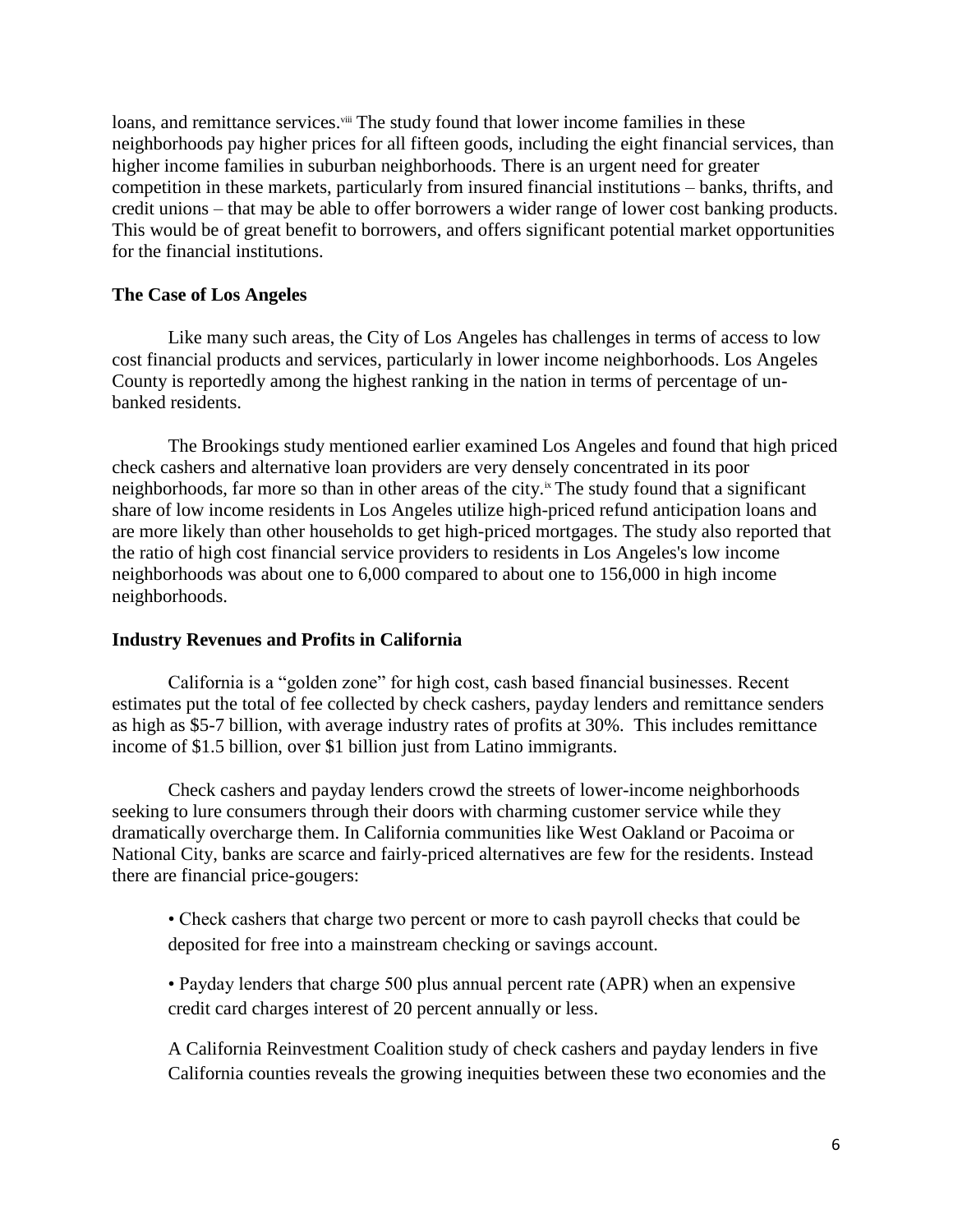loans, and remittance services.[viii] The study found that lower income families in these neighborhoods pay higher prices for all fifteen goods, including the eight financial services, than higher income families in suburban neighborhoods. There is an urgent need for greater competition in these markets, particularly from insured financial institutions – banks, thrifts, and credit unions – that may be able to offer borrowers a wider range of lower cost banking products. This would be of great benefit to borrowers, and offers significant potential market opportunities for the financial institutions.

**The Case of Los Angeles**

Like many such areas, the City of Los Angeles has challenges in terms of access to low cost financial products and services, particularly in lower income neighborhoods. Los Angeles County is reportedly among the highest ranking in the nation in terms of percentage of un-banked residents.

The Brookings study mentioned earlier examined Los Angeles and found that high priced check cashers and alternative loan providers are very densely concentrated in its poor neighborhoods, far more so than in other areas of the city.[ix] The study found that a significant share of low income residents in Los Angeles utilize high-priced refund anticipation loans and are more likely than other households to get high-priced mortgages. The study also reported that the ratio of high cost financial service providers to residents in Los Angeles's low income neighborhoods was about one to 6,000 compared to about one to 156,000 in high income neighborhoods.

**Industry Revenues and Profits in California**

California is a "golden zone" for high cost, cash based financial businesses. Recent estimates put the total of fee collected by check cashers, payday lenders and remittance senders as high as $5-7 billion, with average industry rates of profits at 30%. This includes remittance income of $1.5 billion, over $1 billion just from Latino immigrants.

Check cashers and payday lenders crowd the streets of lower-income neighborhoods seeking to lure consumers through their doors with charming customer service while they dramatically overcharge them. In California communities like West Oakland or Pacoima or National City, banks are scarce and fairly-priced alternatives are few for the residents. Instead there are financial price-gougers:

- Check cashers that charge two percent or more to cash payroll checks that could be deposited for free into a mainstream checking or savings account.
- Payday lenders that charge 500 plus annual percent rate (APR) when an expensive credit card charges interest of 20 percent annually or less.

A California Reinvestment Coalition study of check cashers and payday lenders in five California counties reveals the growing inequities between these two economies and the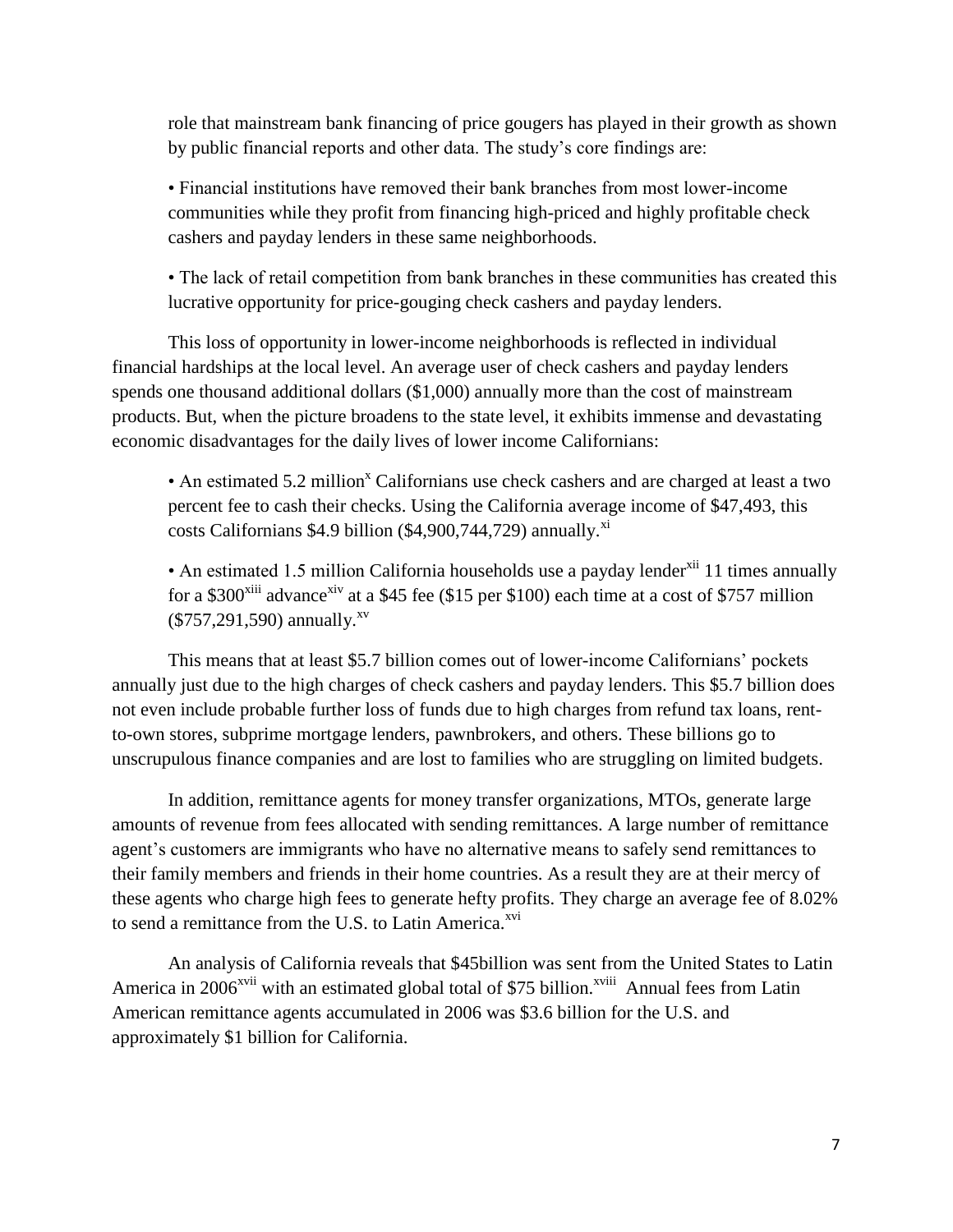role that mainstream bank financing of price gougers has played in their growth as shown by public financial reports and other data. The study's core findings are:

- Financial institutions have removed their bank branches from most lower-income communities while they profit from financing high-priced and highly profitable check cashers and payday lenders in these same neighborhoods.

- The lack of retail competition from bank branches in these communities has created this lucrative opportunity for price-gouging check cashers and payday lenders.

This loss of opportunity in lower-income neighborhoods is reflected in individual financial hardships at the local level. An average user of check cashers and payday lenders spends one thousand additional dollars ($1,000) annually more than the cost of mainstream products. But, when the picture broadens to the state level, it exhibits immense and devastating economic disadvantages for the daily lives of lower income Californians:

- An estimated 5.2 million[x] Californians use check cashers and are charged at least a two percent fee to cash their checks. Using the California average income of $47,493, this costs Californians $4.9 billion ($4,900,744,729) annually.[xi]

- An estimated 1.5 million California households use a payday lender[xii] 11 times annually for a $300[xiii] advance[xiv] at a $45 fee ($15 per $100) each time at a cost of $757 million ($757,291,590) annually.[xv]

This means that at least $5.7 billion comes out of lower-income Californians' pockets annually just due to the high charges of check cashers and payday lenders. This $5.7 billion does not even include probable further loss of funds due to high charges from refund tax loans, rent-to-own stores, subprime mortgage lenders, pawnbrokers, and others. These billions go to unscrupulous finance companies and are lost to families who are struggling on limited budgets.

In addition, remittance agents for money transfer organizations, MTOs, generate large amounts of revenue from fees allocated with sending remittances. A large number of remittance agent's customers are immigrants who have no alternative means to safely send remittances to their family members and friends in their home countries. As a result they are at their mercy of these agents who charge high fees to generate hefty profits. They charge an average fee of 8.02% to send a remittance from the U.S. to Latin America.[xvi]

An analysis of California reveals that $45billion was sent from the United States to Latin America in 2006[xvii] with an estimated global total of $75 billion.[xviii] Annual fees from Latin American remittance agents accumulated in 2006 was $3.6 billion for the U.S. and approximately $1 billion for California.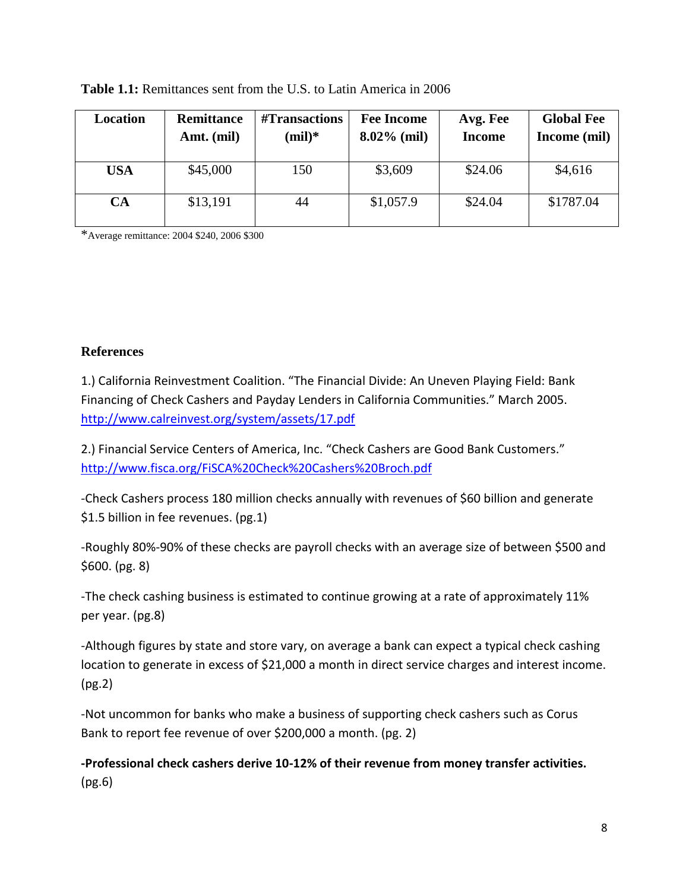**Table 1.1:** Remittances sent from the U.S. to Latin America in 2006

| Location | Remittance Amt. (mil) | #Transactions (mil)* | Fee Income 8.02% (mil) | Avg. Fee Income | Global Fee Income (mil) |
|---|---|---|---|---|---|
| **USA** | $45,000 | 150 | $3,609 | $24.06 | $4,616 |
| **CA** | $13,191 | 44 | $1,057.9 | $24.04 | $1787.04 |

*Average remittance: 2004 $240, 2006 $300

**References**

1.) California Reinvestment Coalition. "The Financial Divide: An Uneven Playing Field: Bank Financing of Check Cashers and Payday Lenders in California Communities." March 2005. http://www.calreinvest.org/system/assets/17.pdf

2.) Financial Service Centers of America, Inc. "Check Cashers are Good Bank Customers." http://www.fisca.org/FiSCA%20Check%20Cashers%20Broch.pdf

-Check Cashers process 180 million checks annually with revenues of $60 billion and generate $1.5 billion in fee revenues. (pg.1)

-Roughly 80%-90% of these checks are payroll checks with an average size of between $500 and $600. (pg. 8)

-The check cashing business is estimated to continue growing at a rate of approximately 11% per year. (pg.8)

-Although figures by state and store vary, on average a bank can expect a typical check cashing location to generate in excess of $21,000 a month in direct service charges and interest income. (pg.2)

-Not uncommon for banks who make a business of supporting check cashers such as Corus Bank to report fee revenue of over $200,000 a month. (pg. 2)

**-Professional check cashers derive 10-12% of their revenue from money transfer activities.** (pg.6)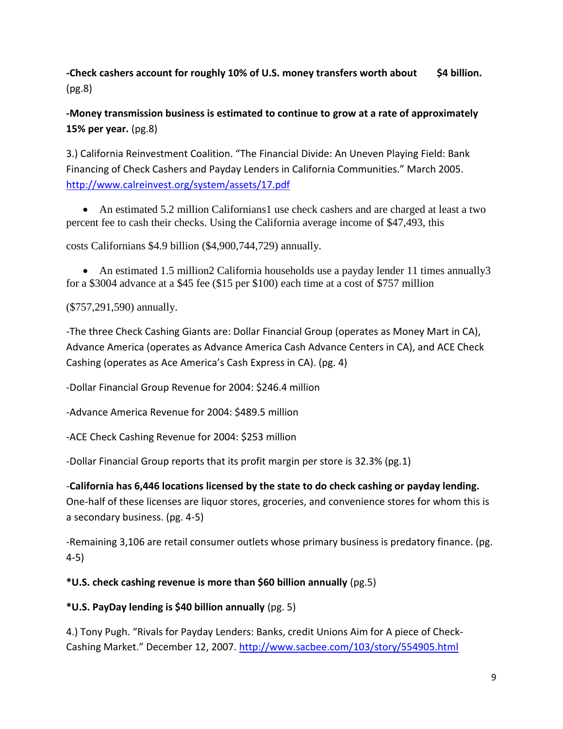**-Check cashers account for roughly 10% of U.S. money transfers worth about $4 billion.** (pg.8)

**-Money transmission business is estimated to continue to grow at a rate of approximately 15% per year.** (pg.8)

3.) California Reinvestment Coalition. "The Financial Divide: An Uneven Playing Field: Bank Financing of Check Cashers and Payday Lenders in California Communities." March 2005. http://www.calreinvest.org/system/assets/17.pdf

- An estimated 5.2 million Californians[1] use check cashers and are charged at least a two percent fee to cash their checks. Using the California average income of $47,493, this

costs Californians $4.9 billion ($4,900,744,729) annually.

- An estimated 1.5 million[2] California households use a payday lender 11 times annually[3] for a $300[4] advance at a $45 fee ($15 per $100) each time at a cost of $757 million

($757,291,590) annually.

-The three Check Cashing Giants are: Dollar Financial Group (operates as Money Mart in CA), Advance America (operates as Advance America Cash Advance Centers in CA), and ACE Check Cashing (operates as Ace America's Cash Express in CA). (pg. 4)

-Dollar Financial Group Revenue for 2004: $246.4 million

-Advance America Revenue for 2004: $489.5 million

-ACE Check Cashing Revenue for 2004: $253 million

-Dollar Financial Group reports that its profit margin per store is 32.3% (pg.1)

-**California has 6,446 locations licensed by the state to do check cashing or payday lending.** One-half of these licenses are liquor stores, groceries, and convenience stores for whom this is a secondary business. (pg. 4-5)

-Remaining 3,106 are retail consumer outlets whose primary business is predatory finance. (pg. 4-5)

***U.S. check cashing revenue is more than $60 billion annually** (pg.5)

***U.S. PayDay lending is $40 billion annually** (pg. 5)

4.) Tony Pugh. "Rivals for Payday Lenders: Banks, credit Unions Aim for A piece of Check-Cashing Market." December 12, 2007. http://www.sacbee.com/103/story/554905.html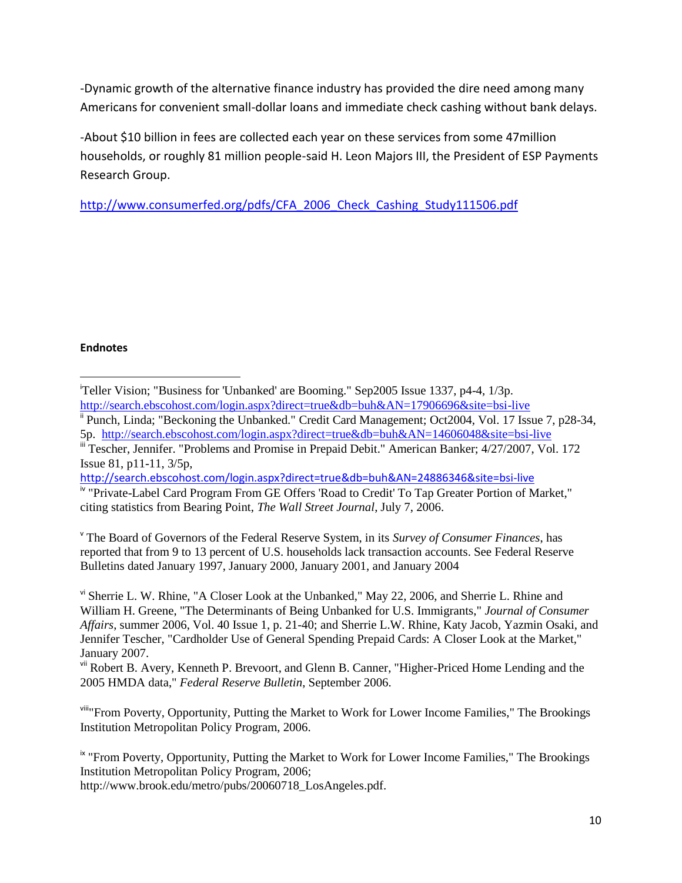-Dynamic growth of the alternative finance industry has provided the dire need among many Americans for convenient small-dollar loans and immediate check cashing without bank delays.

-About $10 billion in fees are collected each year on these services from some 47million households, or roughly 81 million people-said H. Leon Majors III, the President of ESP Payments Research Group.

http://www.consumerfed.org/pdfs/CFA_2006_Check_Cashing_Study111506.pdf

**Endnotes**

---

[i] Teller Vision; "Business for 'Unbanked' are Booming." Sep2005 Issue 1337, p4-4, 1/3p. http://search.ebscohost.com/login.aspx?direct=true&db=buh&AN=17906696&site=bsi-live

[ii] Punch, Linda; "Beckoning the Unbanked." Credit Card Management; Oct2004, Vol. 17 Issue 7, p28-34, 5p. http://search.ebscohost.com/login.aspx?direct=true&db=buh&AN=14606048&site=bsi-live

[iii] Tescher, Jennifer. "Problems and Promise in Prepaid Debit." American Banker; 4/27/2007, Vol. 172 Issue 81, p11-11, 3/5p, http://search.ebscohost.com/login.aspx?direct=true&db=buh&AN=24886346&site=bsi-live

[iv] "Private-Label Card Program From GE Offers 'Road to Credit' To Tap Greater Portion of Market," citing statistics from Bearing Point, *The Wall Street Journal*, July 7, 2006.

[v] The Board of Governors of the Federal Reserve System, in its *Survey of Consumer Finances*, has reported that from 9 to 13 percent of U.S. households lack transaction accounts. See Federal Reserve Bulletins dated January 1997, January 2000, January 2001, and January 2004

[vi] Sherrie L. W. Rhine, "A Closer Look at the Unbanked," May 22, 2006, and Sherrie L. Rhine and William H. Greene, "The Determinants of Being Unbanked for U.S. Immigrants," *Journal of Consumer Affairs*, summer 2006, Vol. 40 Issue 1, p. 21-40; and Sherrie L.W. Rhine, Katy Jacob, Yazmin Osaki, and Jennifer Tescher, "Cardholder Use of General Spending Prepaid Cards: A Closer Look at the Market," January 2007.

[vii] Robert B. Avery, Kenneth P. Brevoort, and Glenn B. Canner, "Higher-Priced Home Lending and the 2005 HMDA data," *Federal Reserve Bulletin*, September 2006.

[viii] "From Poverty, Opportunity, Putting the Market to Work for Lower Income Families," The Brookings Institution Metropolitan Policy Program, 2006.

[ix] "From Poverty, Opportunity, Putting the Market to Work for Lower Income Families," The Brookings Institution Metropolitan Policy Program, 2006; http://www.brook.edu/metro/pubs/20060718_LosAngeles.pdf.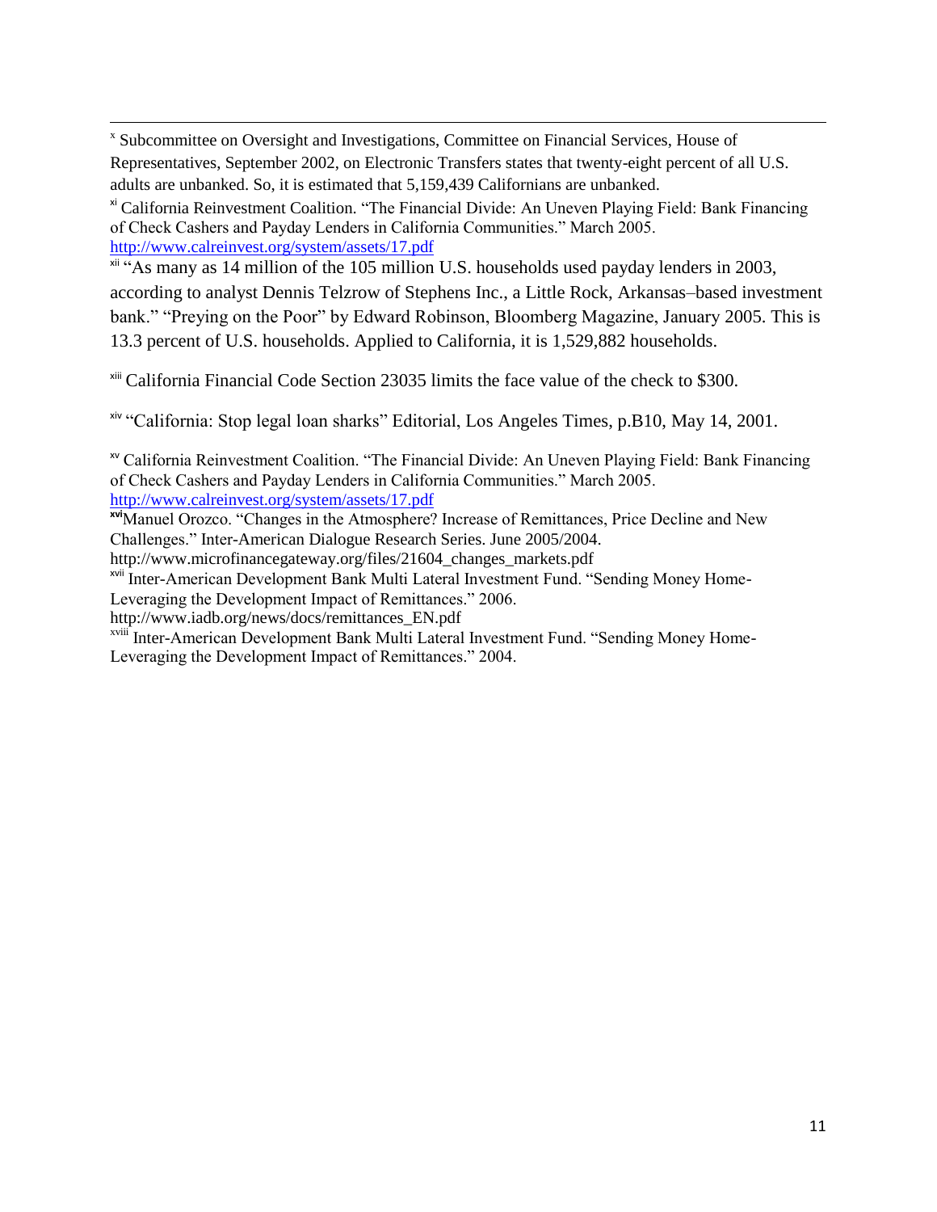[x] Subcommittee on Oversight and Investigations, Committee on Financial Services, House of Representatives, September 2002, on Electronic Transfers states that twenty-eight percent of all U.S. adults are unbanked. So, it is estimated that 5,159,439 Californians are unbanked.

[xi] California Reinvestment Coalition. "The Financial Divide: An Uneven Playing Field: Bank Financing of Check Cashers and Payday Lenders in California Communities." March 2005. http://www.calreinvest.org/system/assets/17.pdf

[xii] "As many as 14 million of the 105 million U.S. households used payday lenders in 2003, according to analyst Dennis Telzrow of Stephens Inc., a Little Rock, Arkansas–based investment bank." "Preying on the Poor" by Edward Robinson, Bloomberg Magazine, January 2005. This is 13.3 percent of U.S. households. Applied to California, it is 1,529,882 households.

[xiii] California Financial Code Section 23035 limits the face value of the check to $300.

[xiv] "California: Stop legal loan sharks" Editorial, Los Angeles Times, p.B10, May 14, 2001.

[xv] California Reinvestment Coalition. "The Financial Divide: An Uneven Playing Field: Bank Financing of Check Cashers and Payday Lenders in California Communities." March 2005. http://www.calreinvest.org/system/assets/17.pdf

[xvi] Manuel Orozco. "Changes in the Atmosphere? Increase of Remittances, Price Decline and New Challenges." Inter-American Dialogue Research Series. June 2005/2004. http://www.microfinancegateway.org/files/21604_changes_markets.pdf

[xvii] Inter-American Development Bank Multi Lateral Investment Fund. "Sending Money Home- Leveraging the Development Impact of Remittances." 2006. http://www.iadb.org/news/docs/remittances_EN.pdf

[xviii] Inter-American Development Bank Multi Lateral Investment Fund. "Sending Money Home- Leveraging the Development Impact of Remittances." 2004.